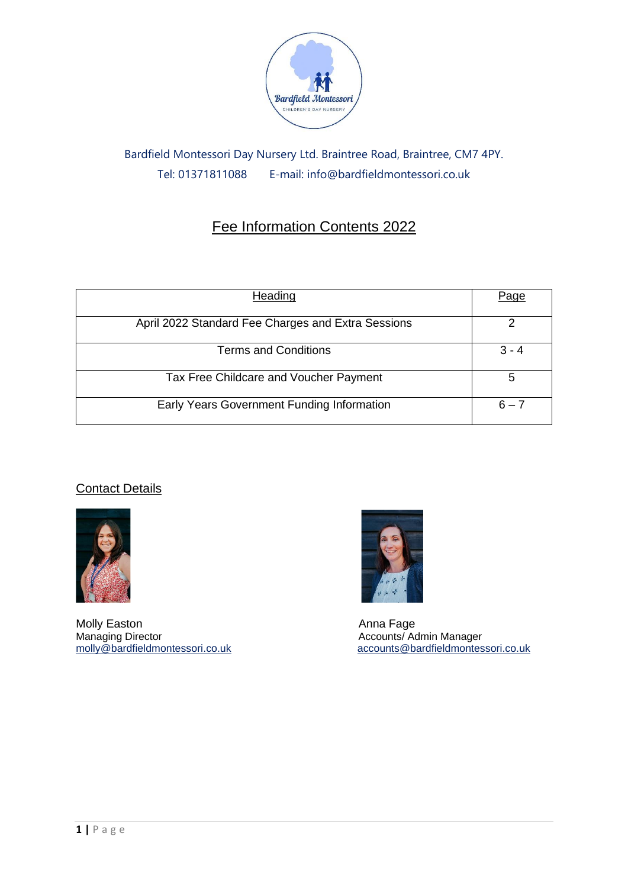Bardfield Montessori Day Nursery Ltd. Braintree Road, Braintree, CM7 4PY.
Tel: 01371811088   E-mail: info@bardfieldmontessori.co.uk

# Fee Information Contents 2022

| Heading | Page |
|---|---|
| April 2022 Standard Fee Charges and Extra Sessions | 2 |
| Terms and Conditions | 3 - 4 |
| Tax Free Childcare and Voucher Payment | 5 |
| Early Years Government Funding Information | 6 – 7 |

## Contact Details

Molly Easton
Managing Director
molly@bardfieldmontessori.co.uk

Anna Fage
Accounts/ Admin Manager
accounts@bardfieldmontessori.co.uk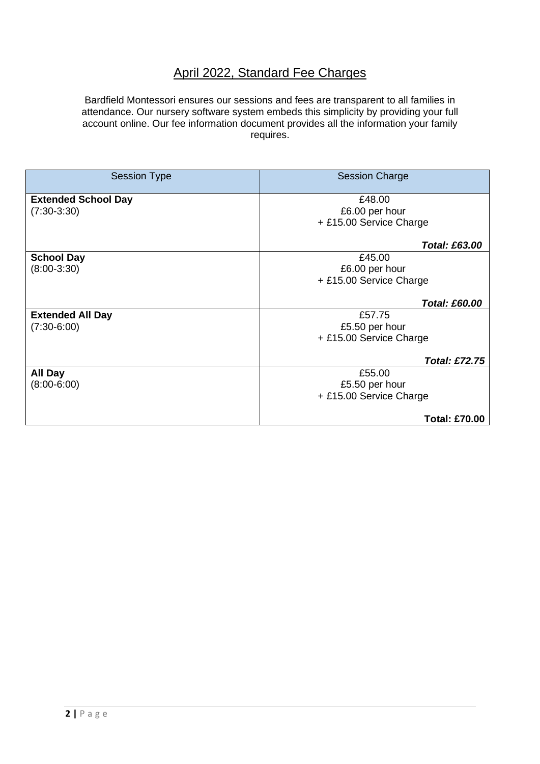## April 2022, Standard Fee Charges

Bardfield Montessori ensures our sessions and fees are transparent to all families in attendance. Our nursery software system embeds this simplicity by providing your full account online. Our fee information document provides all the information your family requires.

| Session Type | Session Charge |
|---|---|
| **Extended School Day**<br>(7:30-3:30) | £48.00<br>£6.00 per hour<br>+ £15.00 Service Charge<br>***Total: £63.00*** |
| **School Day**<br>(8:00-3:30) | £45.00<br>£6.00 per hour<br>+ £15.00 Service Charge<br>***Total: £60.00*** |
| **Extended All Day**<br>(7:30-6:00) | £57.75<br>£5.50 per hour<br>+ £15.00 Service Charge<br>***Total: £72.75*** |
| **All Day**<br>(8:00-6:00) | £55.00<br>£5.50 per hour<br>+ £15.00 Service Charge<br>**Total: £70.00** |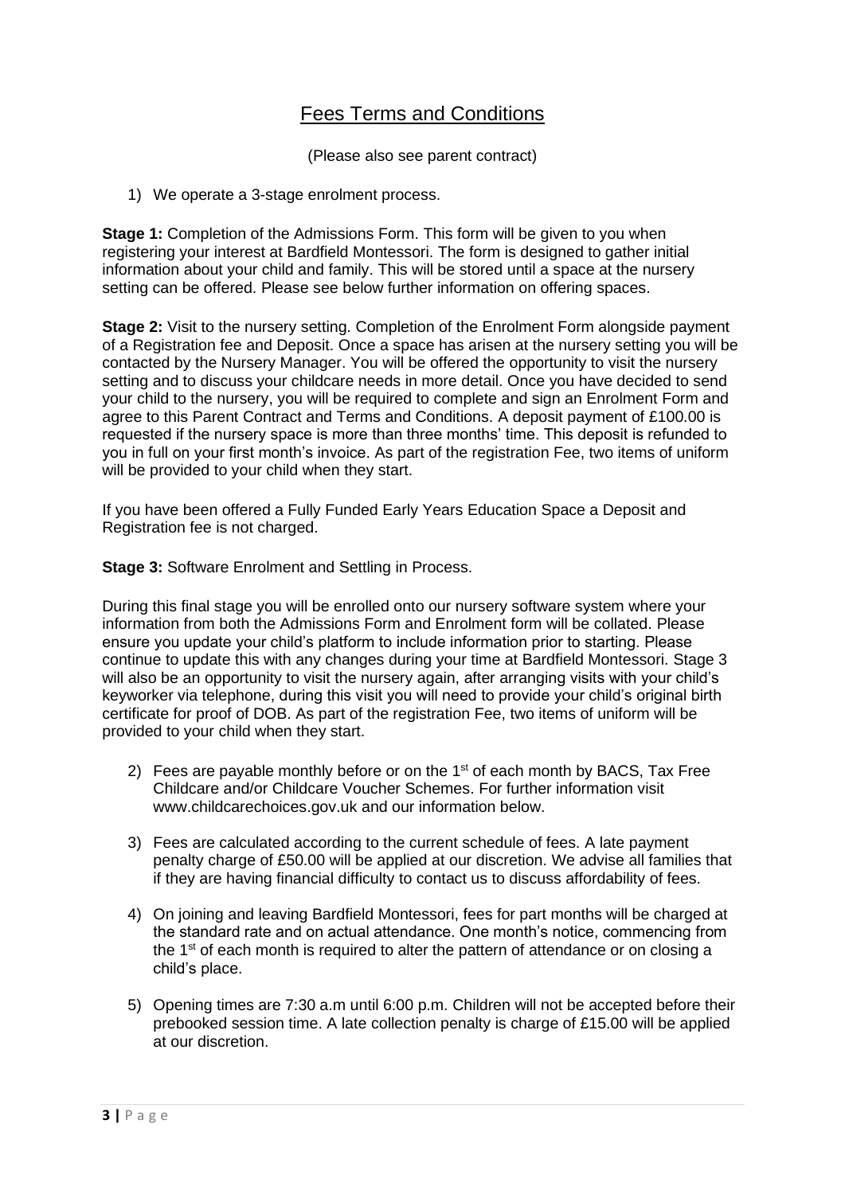# Fees Terms and Conditions

(Please also see parent contract)

1) We operate a 3-stage enrolment process.

**Stage 1:** Completion of the Admissions Form. This form will be given to you when registering your interest at Bardfield Montessori. The form is designed to gather initial information about your child and family. This will be stored until a space at the nursery setting can be offered. Please see below further information on offering spaces.

**Stage 2:** Visit to the nursery setting. Completion of the Enrolment Form alongside payment of a Registration fee and Deposit. Once a space has arisen at the nursery setting you will be contacted by the Nursery Manager. You will be offered the opportunity to visit the nursery setting and to discuss your childcare needs in more detail. Once you have decided to send your child to the nursery, you will be required to complete and sign an Enrolment Form and agree to this Parent Contract and Terms and Conditions. A deposit payment of £100.00 is requested if the nursery space is more than three months' time. This deposit is refunded to you in full on your first month's invoice. As part of the registration Fee, two items of uniform will be provided to your child when they start.

If you have been offered a Fully Funded Early Years Education Space a Deposit and Registration fee is not charged.

**Stage 3:** Software Enrolment and Settling in Process.

During this final stage you will be enrolled onto our nursery software system where your information from both the Admissions Form and Enrolment form will be collated. Please ensure you update your child's platform to include information prior to starting. Please continue to update this with any changes during your time at Bardfield Montessori. Stage 3 will also be an opportunity to visit the nursery again, after arranging visits with your child's keyworker via telephone, during this visit you will need to provide your child's original birth certificate for proof of DOB. As part of the registration Fee, two items of uniform will be provided to your child when they start.

2) Fees are payable monthly before or on the 1st of each month by BACS, Tax Free Childcare and/or Childcare Voucher Schemes. For further information visit www.childcarechoices.gov.uk and our information below.

3) Fees are calculated according to the current schedule of fees. A late payment penalty charge of £50.00 will be applied at our discretion. We advise all families that if they are having financial difficulty to contact us to discuss affordability of fees.

4) On joining and leaving Bardfield Montessori, fees for part months will be charged at the standard rate and on actual attendance. One month's notice, commencing from the 1st of each month is required to alter the pattern of attendance or on closing a child's place.

5) Opening times are 7:30 a.m until 6:00 p.m. Children will not be accepted before their prebooked session time. A late collection penalty is charge of £15.00 will be applied at our discretion.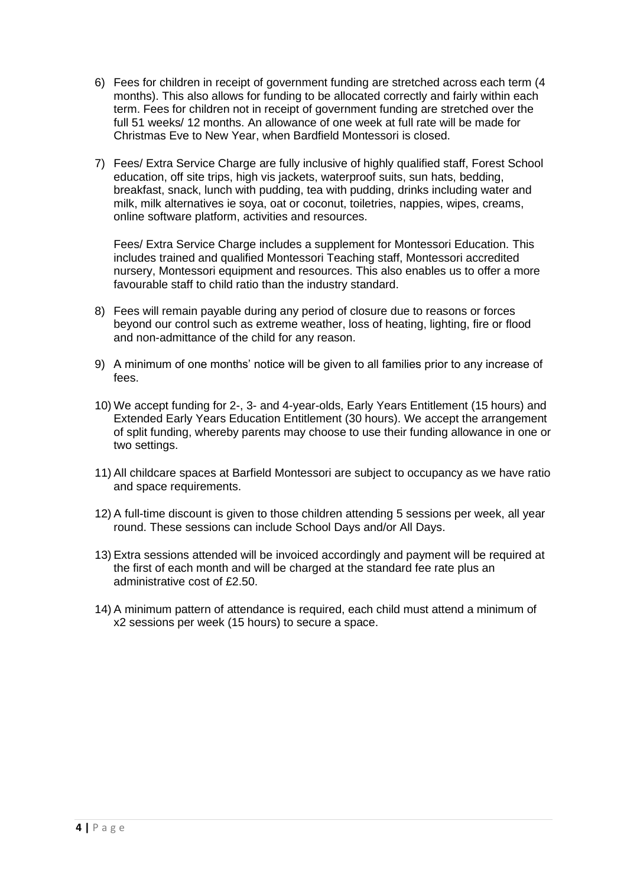6) Fees for children in receipt of government funding are stretched across each term (4 months). This also allows for funding to be allocated correctly and fairly within each term. Fees for children not in receipt of government funding are stretched over the full 51 weeks/ 12 months. An allowance of one week at full rate will be made for Christmas Eve to New Year, when Bardfield Montessori is closed.

7) Fees/ Extra Service Charge are fully inclusive of highly qualified staff, Forest School education, off site trips, high vis jackets, waterproof suits, sun hats, bedding, breakfast, snack, lunch with pudding, tea with pudding, drinks including water and milk, milk alternatives ie soya, oat or coconut, toiletries, nappies, wipes, creams, online software platform, activities and resources.

   Fees/ Extra Service Charge includes a supplement for Montessori Education. This includes trained and qualified Montessori Teaching staff, Montessori accredited nursery, Montessori equipment and resources. This also enables us to offer a more favourable staff to child ratio than the industry standard.

8) Fees will remain payable during any period of closure due to reasons or forces beyond our control such as extreme weather, loss of heating, lighting, fire or flood and non-admittance of the child for any reason.

9) A minimum of one months' notice will be given to all families prior to any increase of fees.

10) We accept funding for 2-, 3- and 4-year-olds, Early Years Entitlement (15 hours) and Extended Early Years Education Entitlement (30 hours). We accept the arrangement of split funding, whereby parents may choose to use their funding allowance in one or two settings.

11) All childcare spaces at Barfield Montessori are subject to occupancy as we have ratio and space requirements.

12) A full-time discount is given to those children attending 5 sessions per week, all year round. These sessions can include School Days and/or All Days.

13) Extra sessions attended will be invoiced accordingly and payment will be required at the first of each month and will be charged at the standard fee rate plus an administrative cost of £2.50.

14) A minimum pattern of attendance is required, each child must attend a minimum of x2 sessions per week (15 hours) to secure a space.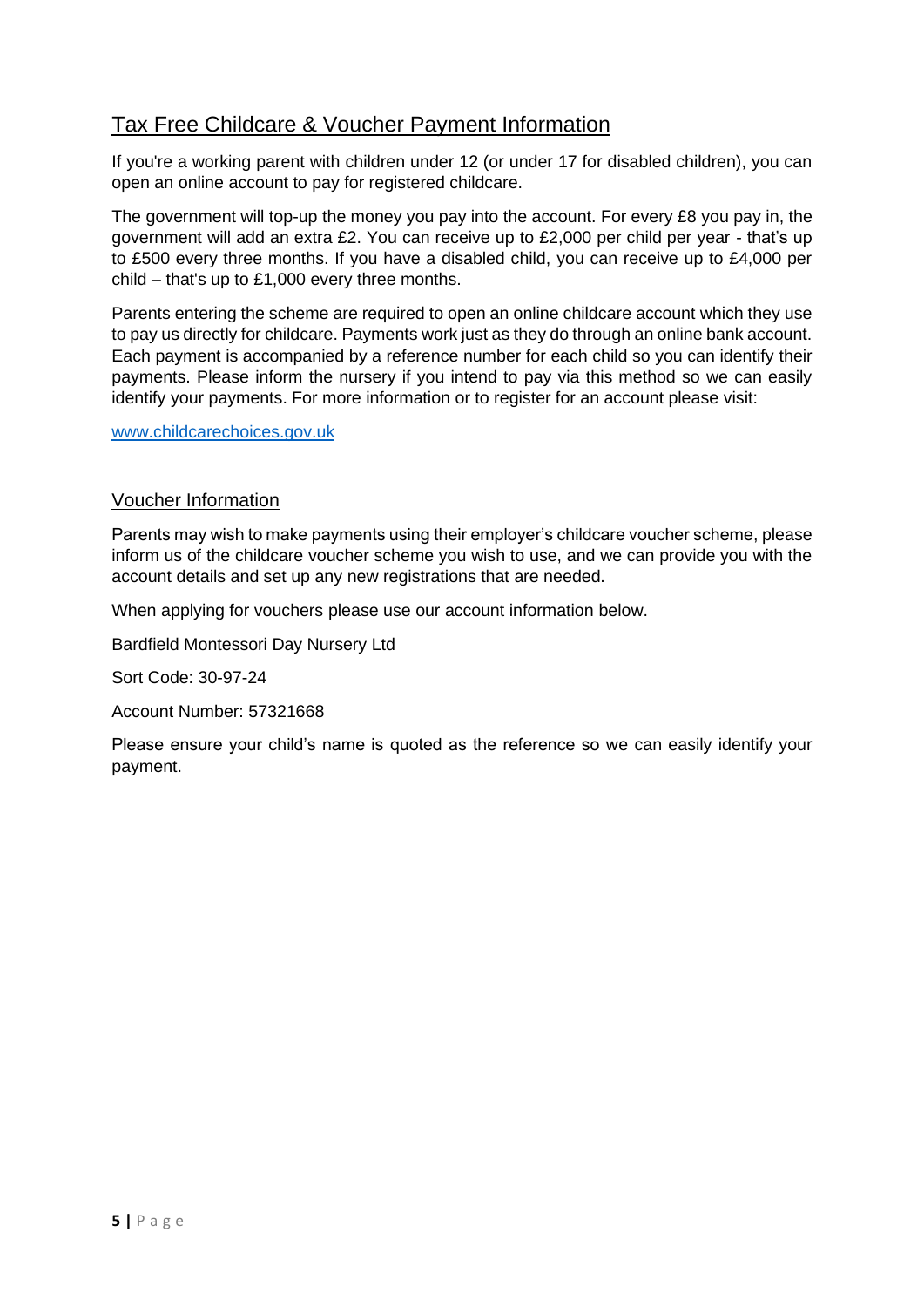## Tax Free Childcare & Voucher Payment Information

If you're a working parent with children under 12 (or under 17 for disabled children), you can open an online account to pay for registered childcare.

The government will top-up the money you pay into the account. For every £8 you pay in, the government will add an extra £2. You can receive up to £2,000 per child per year - that's up to £500 every three months. If you have a disabled child, you can receive up to £4,000 per child – that's up to £1,000 every three months.

Parents entering the scheme are required to open an online childcare account which they use to pay us directly for childcare. Payments work just as they do through an online bank account. Each payment is accompanied by a reference number for each child so you can identify their payments. Please inform the nursery if you intend to pay via this method so we can easily identify your payments. For more information or to register for an account please visit:

[www.childcarechoices.gov.uk](http://www.childcarechoices.gov.uk)

### Voucher Information

Parents may wish to make payments using their employer's childcare voucher scheme, please inform us of the childcare voucher scheme you wish to use, and we can provide you with the account details and set up any new registrations that are needed.

When applying for vouchers please use our account information below.

Bardfield Montessori Day Nursery Ltd

Sort Code: 30-97-24

Account Number: 57321668

Please ensure your child's name is quoted as the reference so we can easily identify your payment.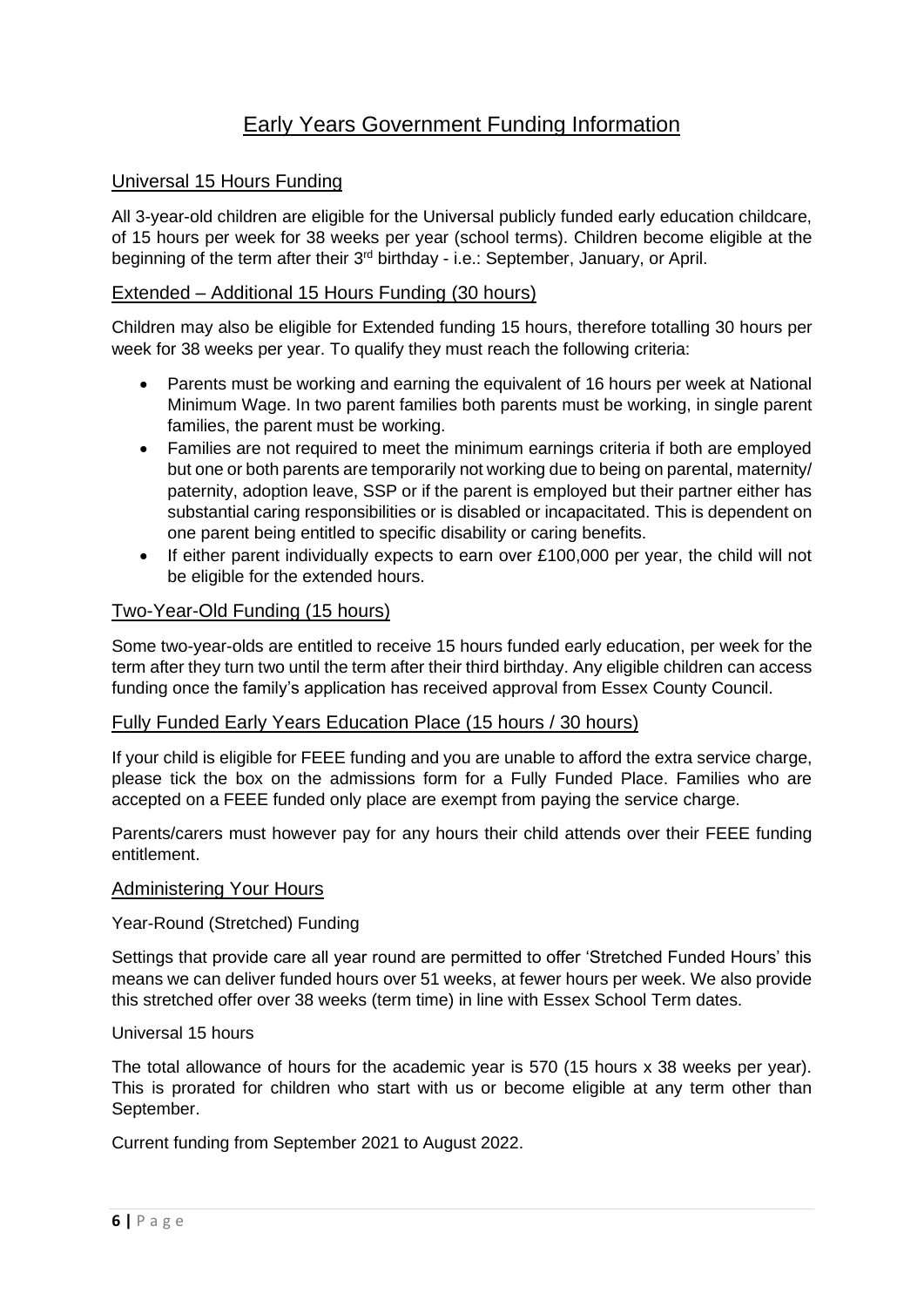# Early Years Government Funding Information

## Universal 15 Hours Funding

All 3-year-old children are eligible for the Universal publicly funded early education childcare, of 15 hours per week for 38 weeks per year (school terms). Children become eligible at the beginning of the term after their 3rd birthday - i.e.: September, January, or April.

## Extended – Additional 15 Hours Funding (30 hours)

Children may also be eligible for Extended funding 15 hours, therefore totalling 30 hours per week for 38 weeks per year. To qualify they must reach the following criteria:

- Parents must be working and earning the equivalent of 16 hours per week at National Minimum Wage. In two parent families both parents must be working, in single parent families, the parent must be working.
- Families are not required to meet the minimum earnings criteria if both are employed but one or both parents are temporarily not working due to being on parental, maternity/ paternity, adoption leave, SSP or if the parent is employed but their partner either has substantial caring responsibilities or is disabled or incapacitated. This is dependent on one parent being entitled to specific disability or caring benefits.
- If either parent individually expects to earn over £100,000 per year, the child will not be eligible for the extended hours.

## Two-Year-Old Funding (15 hours)

Some two-year-olds are entitled to receive 15 hours funded early education, per week for the term after they turn two until the term after their third birthday. Any eligible children can access funding once the family's application has received approval from Essex County Council.

## Fully Funded Early Years Education Place (15 hours / 30 hours)

If your child is eligible for FEEE funding and you are unable to afford the extra service charge, please tick the box on the admissions form for a Fully Funded Place. Families who are accepted on a FEEE funded only place are exempt from paying the service charge.

Parents/carers must however pay for any hours their child attends over their FEEE funding entitlement.

## Administering Your Hours

Year-Round (Stretched) Funding

Settings that provide care all year round are permitted to offer 'Stretched Funded Hours' this means we can deliver funded hours over 51 weeks, at fewer hours per week. We also provide this stretched offer over 38 weeks (term time) in line with Essex School Term dates.

Universal 15 hours

The total allowance of hours for the academic year is 570 (15 hours x 38 weeks per year). This is prorated for children who start with us or become eligible at any term other than September.

Current funding from September 2021 to August 2022.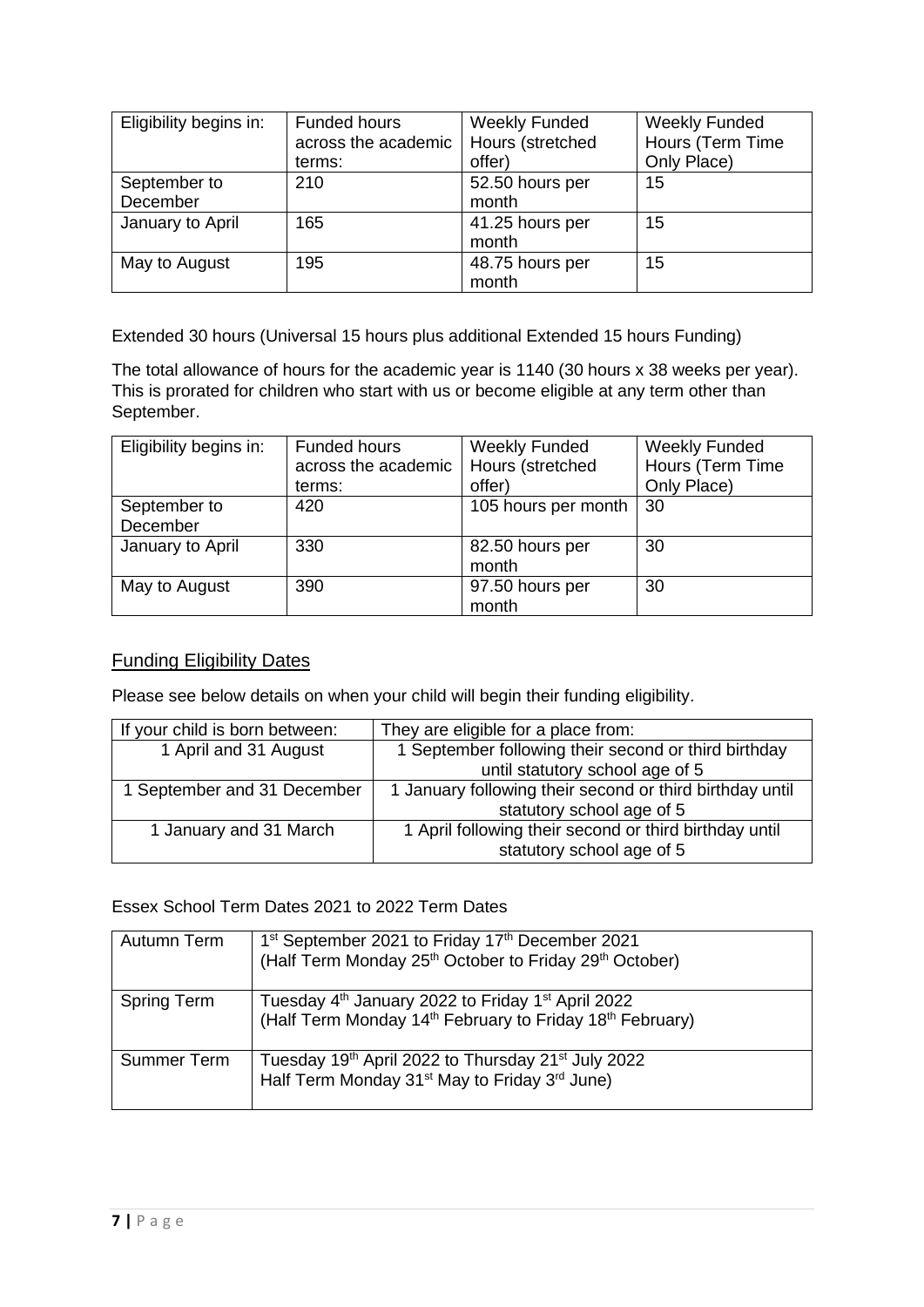| Eligibility begins in: | Funded hours across the academic terms: | Weekly Funded Hours (stretched offer) | Weekly Funded Hours (Term Time Only Place) |
|---|---|---|---|
| September to December | 210 | 52.50 hours per month | 15 |
| January to April | 165 | 41.25 hours per month | 15 |
| May to August | 195 | 48.75 hours per month | 15 |

Extended 30 hours (Universal 15 hours plus additional Extended 15 hours Funding)

The total allowance of hours for the academic year is 1140 (30 hours x 38 weeks per year). This is prorated for children who start with us or become eligible at any term other than September.

| Eligibility begins in: | Funded hours across the academic terms: | Weekly Funded Hours (stretched offer) | Weekly Funded Hours (Term Time Only Place) |
|---|---|---|---|
| September to December | 420 | 105 hours per month | 30 |
| January to April | 330 | 82.50 hours per month | 30 |
| May to August | 390 | 97.50 hours per month | 30 |

## Funding Eligibility Dates

Please see below details on when your child will begin their funding eligibility.

| If your child is born between: | They are eligible for a place from: |
|---|---|
| 1 April and 31 August | 1 September following their second or third birthday until statutory school age of 5 |
| 1 September and 31 December | 1 January following their second or third birthday until statutory school age of 5 |
| 1 January and 31 March | 1 April following their second or third birthday until statutory school age of 5 |

Essex School Term Dates 2021 to 2022 Term Dates

| | |
|---|---|
| Autumn Term | 1st September 2021 to Friday 17th December 2021 (Half Term Monday 25th October to Friday 29th October) |
| Spring Term | Tuesday 4th January 2022 to Friday 1st April 2022 (Half Term Monday 14th February to Friday 18th February) |
| Summer Term | Tuesday 19th April 2022 to Thursday 21st July 2022 Half Term Monday 31st May to Friday 3rd June) |